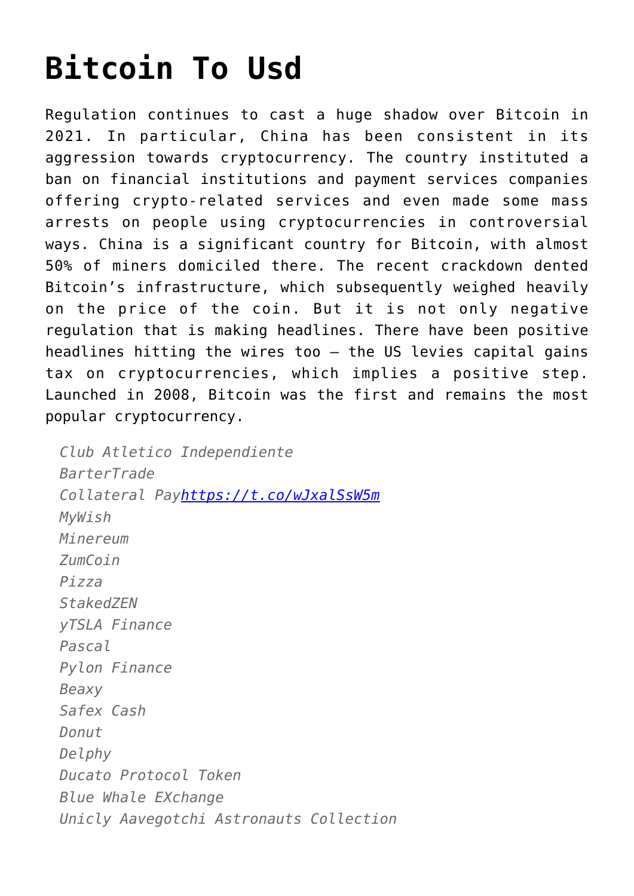# Bitcoin To Usd

Regulation continues to cast a huge shadow over Bitcoin in 2021. In particular, China has been consistent in its aggression towards cryptocurrency. The country instituted a ban on financial institutions and payment services companies offering crypto-related services and even made some mass arrests on people using cryptocurrencies in controversial ways. China is a significant country for Bitcoin, with almost 50% of miners domiciled there. The recent crackdown dented Bitcoin's infrastructure, which subsequently weighed heavily on the price of the coin. But it is not only negative regulation that is making headlines. There have been positive headlines hitting the wires too – the US levies capital gains tax on cryptocurrencies, which implies a positive step. Launched in 2008, Bitcoin was the first and remains the most popular cryptocurrency.

*Club Atletico Independiente*
*BarterTrade*
*Collateral Pay*[https://t.co/wJxalSsW5m](https://t.co/wJxalSsW5m)
*MyWish*
*Minereum*
*ZumCoin*
*Pizza*
*StakedZEN*
*yTSLA Finance*
*Pascal*
*Pylon Finance*
*Beaxy*
*Safex Cash*
*Donut*
*Delphy*
*Ducato Protocol Token*
*Blue Whale EXchange*
*Unicly Aavegotchi Astronauts Collection*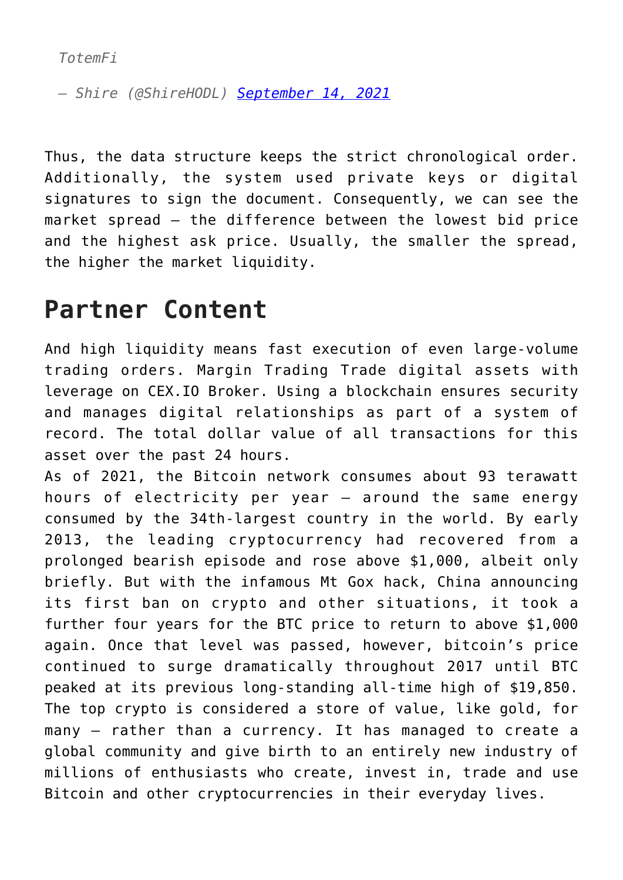*TotemFi*

*— Shire (@ShireHODL) [September 14, 2021](#)*

Thus, the data structure keeps the strict chronological order. Additionally, the system used private keys or digital signatures to sign the document. Consequently, we can see the market spread – the difference between the lowest bid price and the highest ask price. Usually, the smaller the spread, the higher the market liquidity.

## Partner Content

And high liquidity means fast execution of even large-volume trading orders. Margin Trading Trade digital assets with leverage on CEX.IO Broker. Using a blockchain ensures security and manages digital relationships as part of a system of record. The total dollar value of all transactions for this asset over the past 24 hours.

As of 2021, the Bitcoin network consumes about 93 terawatt hours of electricity per year — around the same energy consumed by the 34th-largest country in the world. By early 2013, the leading cryptocurrency had recovered from a prolonged bearish episode and rose above $1,000, albeit only briefly. But with the infamous Mt Gox hack, China announcing its first ban on crypto and other situations, it took a further four years for the BTC price to return to above $1,000 again. Once that level was passed, however, bitcoin's price continued to surge dramatically throughout 2017 until BTC peaked at its previous long-standing all-time high of $19,850. The top crypto is considered a store of value, like gold, for many — rather than a currency. It has managed to create a global community and give birth to an entirely new industry of millions of enthusiasts who create, invest in, trade and use Bitcoin and other cryptocurrencies in their everyday lives.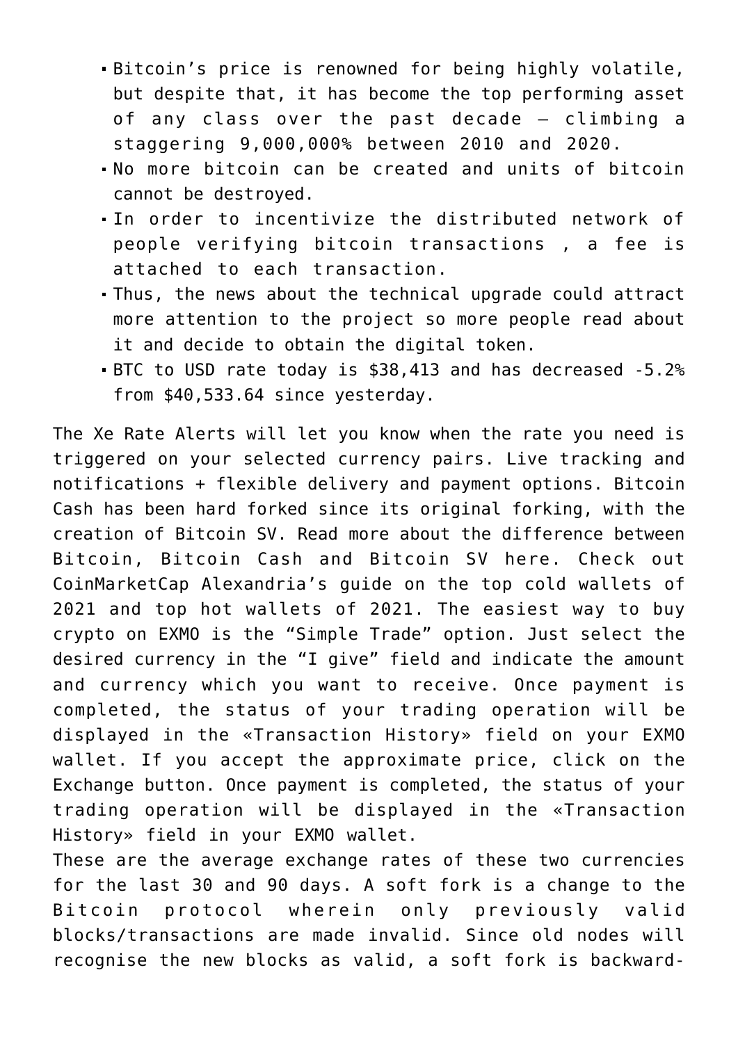- Bitcoin's price is renowned for being highly volatile, but despite that, it has become the top performing asset of any class over the past decade – climbing a staggering 9,000,000% between 2010 and 2020.
- No more bitcoin can be created and units of bitcoin cannot be destroyed.
- In order to incentivize the distributed network of people verifying bitcoin transactions , a fee is attached to each transaction.
- Thus, the news about the technical upgrade could attract more attention to the project so more people read about it and decide to obtain the digital token.
- BTC to USD rate today is $38,413 and has decreased -5.2% from $40,533.64 since yesterday.

The Xe Rate Alerts will let you know when the rate you need is triggered on your selected currency pairs. Live tracking and notifications + flexible delivery and payment options. Bitcoin Cash has been hard forked since its original forking, with the creation of Bitcoin SV. Read more about the difference between Bitcoin, Bitcoin Cash and Bitcoin SV here. Check out CoinMarketCap Alexandria's guide on the top cold wallets of 2021 and top hot wallets of 2021. The easiest way to buy crypto on EXMO is the "Simple Trade" option. Just select the desired currency in the "I give" field and indicate the amount and currency which you want to receive. Once payment is completed, the status of your trading operation will be displayed in the «Transaction History» field on your EXMO wallet. If you accept the approximate price, click on the Exchange button. Once payment is completed, the status of your trading operation will be displayed in the «Transaction History» field in your EXMO wallet.

These are the average exchange rates of these two currencies for the last 30 and 90 days. A soft fork is a change to the Bitcoin protocol wherein only previously valid blocks/transactions are made invalid. Since old nodes will recognise the new blocks as valid, a soft fork is backward-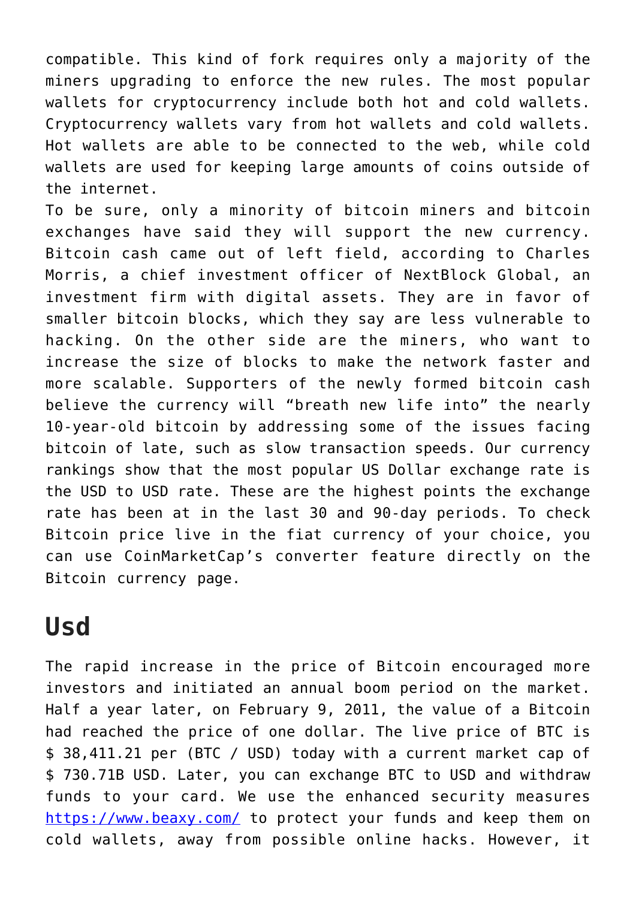compatible. This kind of fork requires only a majority of the miners upgrading to enforce the new rules. The most popular wallets for cryptocurrency include both hot and cold wallets. Cryptocurrency wallets vary from hot wallets and cold wallets. Hot wallets are able to be connected to the web, while cold wallets are used for keeping large amounts of coins outside of the internet.

To be sure, only a minority of bitcoin miners and bitcoin exchanges have said they will support the new currency. Bitcoin cash came out of left field, according to Charles Morris, a chief investment officer of NextBlock Global, an investment firm with digital assets. They are in favor of smaller bitcoin blocks, which they say are less vulnerable to hacking. On the other side are the miners, who want to increase the size of blocks to make the network faster and more scalable. Supporters of the newly formed bitcoin cash believe the currency will "breath new life into" the nearly 10-year-old bitcoin by addressing some of the issues facing bitcoin of late, such as slow transaction speeds. Our currency rankings show that the most popular US Dollar exchange rate is the USD to USD rate. These are the highest points the exchange rate has been at in the last 30 and 90-day periods. To check Bitcoin price live in the fiat currency of your choice, you can use CoinMarketCap's converter feature directly on the Bitcoin currency page.

## Usd

The rapid increase in the price of Bitcoin encouraged more investors and initiated an annual boom period on the market. Half a year later, on February 9, 2011, the value of a Bitcoin had reached the price of one dollar. The live price of BTC is $ 38,411.21 per (BTC / USD) today with a current market cap of $ 730.71B USD. Later, you can exchange BTC to USD and withdraw funds to your card. We use the enhanced security measures [https://www.beaxy.com/](https://www.beaxy.com/) to protect your funds and keep them on cold wallets, away from possible online hacks. However, it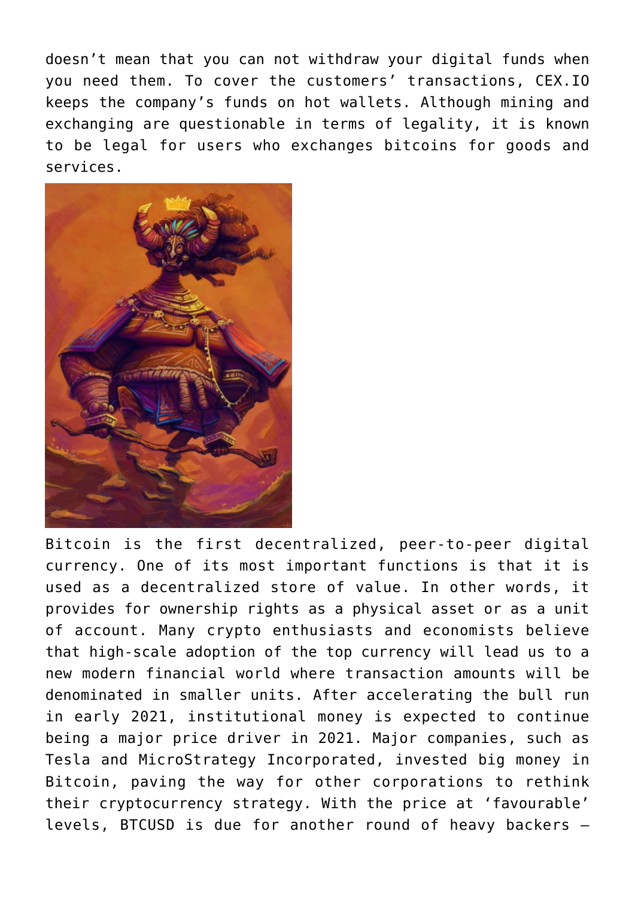doesn’t mean that you can not withdraw your digital funds when you need them. To cover the customers’ transactions, CEX.IO keeps the company’s funds on hot wallets. Although mining and exchanging are questionable in terms of legality, it is known to be legal for users who exchanges bitcoins for goods and services.

Bitcoin is the first decentralized, peer-to-peer digital currency. One of its most important functions is that it is used as a decentralized store of value. In other words, it provides for ownership rights as a physical asset or as a unit of account. Many crypto enthusiasts and economists believe that high-scale adoption of the top currency will lead us to a new modern financial world where transaction amounts will be denominated in smaller units. After accelerating the bull run in early 2021, institutional money is expected to continue being a major price driver in 2021. Major companies, such as Tesla and MicroStrategy Incorporated, invested big money in Bitcoin, paving the way for other corporations to rethink their cryptocurrency strategy. With the price at ‘favourable’ levels, BTCUSD is due for another round of heavy backers –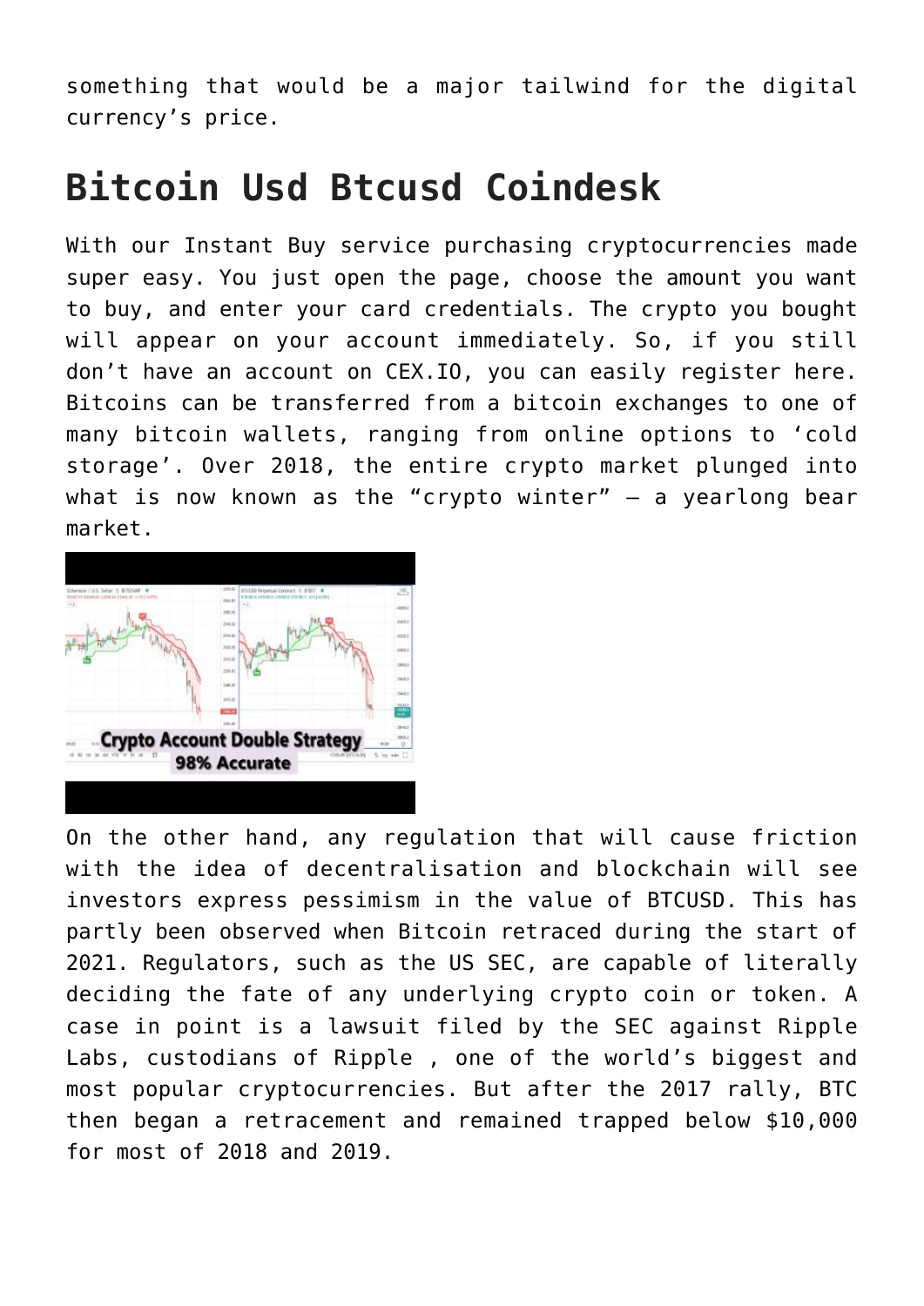something that would be a major tailwind for the digital currency's price.

## Bitcoin Usd Btcusd Coindesk

With our Instant Buy service purchasing cryptocurrencies made super easy. You just open the page, choose the amount you want to buy, and enter your card credentials. The crypto you bought will appear on your account immediately. So, if you still don't have an account on CEX.IO, you can easily register here. Bitcoins can be transferred from a bitcoin exchanges to one of many bitcoin wallets, ranging from online options to 'cold storage'. Over 2018, the entire crypto market plunged into what is now known as the "crypto winter" – a yearlong bear market.

On the other hand, any regulation that will cause friction with the idea of decentralisation and blockchain will see investors express pessimism in the value of BTCUSD. This has partly been observed when Bitcoin retraced during the start of 2021. Regulators, such as the US SEC, are capable of literally deciding the fate of any underlying crypto coin or token. A case in point is a lawsuit filed by the SEC against Ripple Labs, custodians of Ripple , one of the world's biggest and most popular cryptocurrencies. But after the 2017 rally, BTC then began a retracement and remained trapped below $10,000 for most of 2018 and 2019.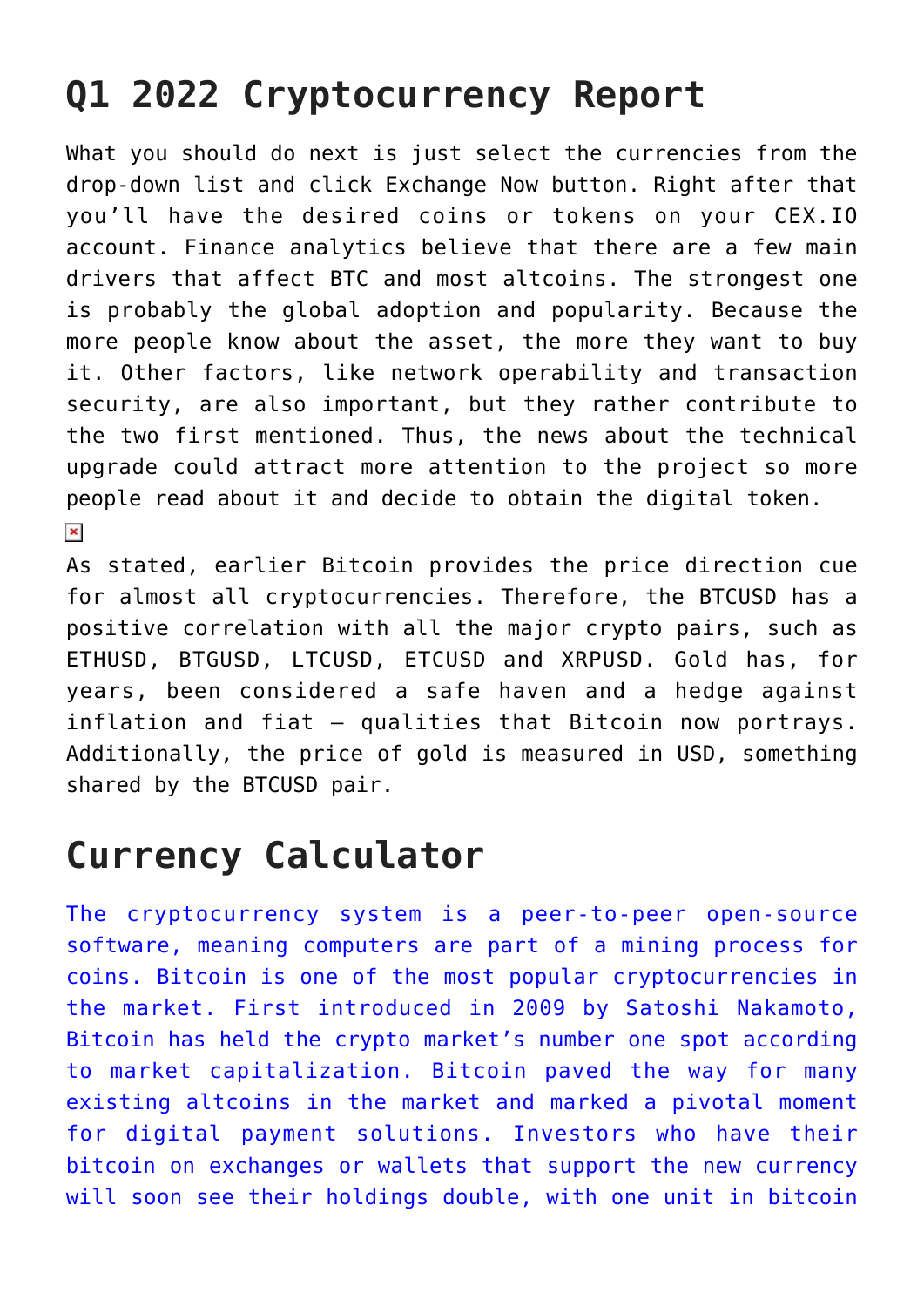## Q1 2022 Cryptocurrency Report

What you should do next is just select the currencies from the drop-down list and click Exchange Now button. Right after that you'll have the desired coins or tokens on your CEX.IO account. Finance analytics believe that there are a few main drivers that affect BTC and most altcoins. The strongest one is probably the global adoption and popularity. Because the more people know about the asset, the more they want to buy it. Other factors, like network operability and transaction security, are also important, but they rather contribute to the two first mentioned. Thus, the news about the technical upgrade could attract more attention to the project so more people read about it and decide to obtain the digital token.

As stated, earlier Bitcoin provides the price direction cue for almost all cryptocurrencies. Therefore, the BTCUSD has a positive correlation with all the major crypto pairs, such as ETHUSD, BTGUSD, LTCUSD, ETCUSD and XRPUSD. Gold has, for years, been considered a safe haven and a hedge against inflation and fiat – qualities that Bitcoin now portrays. Additionally, the price of gold is measured in USD, something shared by the BTCUSD pair.

## Currency Calculator

The cryptocurrency system is a peer-to-peer open-source software, meaning computers are part of a mining process for coins. Bitcoin is one of the most popular cryptocurrencies in the market. First introduced in 2009 by Satoshi Nakamoto, Bitcoin has held the crypto market's number one spot according to market capitalization. Bitcoin paved the way for many existing altcoins in the market and marked a pivotal moment for digital payment solutions. Investors who have their bitcoin on exchanges or wallets that support the new currency will soon see their holdings double, with one unit in bitcoin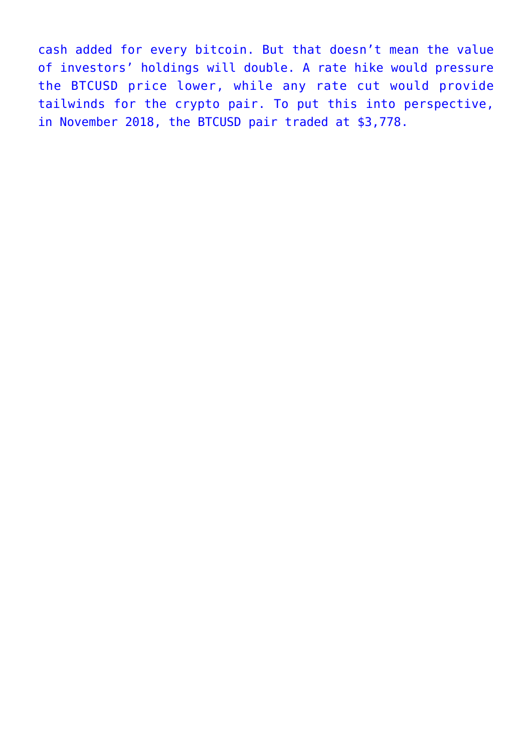cash added for every bitcoin. But that doesn’t mean the value of investors’ holdings will double. A rate hike would pressure the BTCUSD price lower, while any rate cut would provide tailwinds for the crypto pair. To put this into perspective, in November 2018, the BTCUSD pair traded at $3,778.